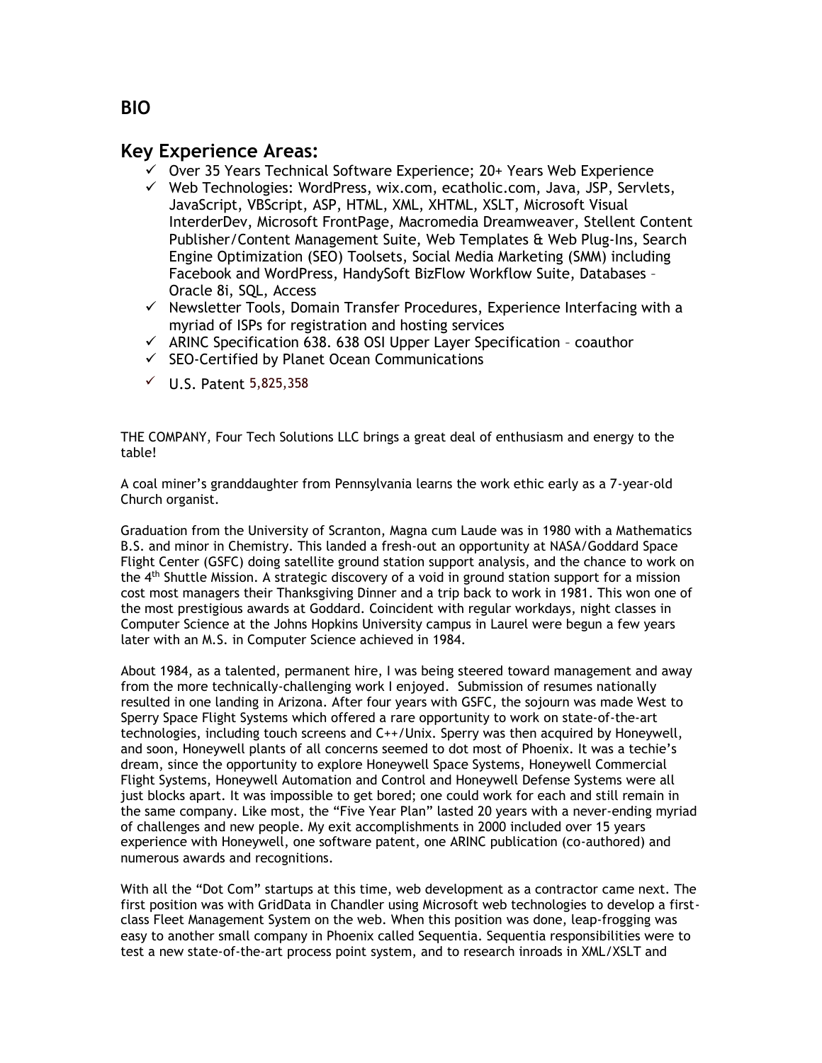## BIO

## Key Experience Areas:

- ✓ Over 35 Years Technical Software Experience; 20+ Years Web Experience
- ✓ Web Technologies: WordPress, wix.com, ecatholic.com, Java, JSP, Servlets, JavaScript, VBScript, ASP, HTML, XML, XHTML, XSLT, Microsoft Visual InterderDev, Microsoft FrontPage, Macromedia Dreamweaver, Stellent Content Publisher/Content Management Suite, Web Templates & Web Plug-Ins, Search Engine Optimization (SEO) Toolsets, Social Media Marketing (SMM) including Facebook and WordPress, HandySoft BizFlow Workflow Suite, Databases – Oracle 8i, SQL, Access
- ✓ Newsletter Tools, Domain Transfer Procedures, Experience Interfacing with a myriad of ISPs for registration and hosting services
- ✓ ARINC Specification 638. 638 OSI Upper Layer Specification – coauthor
- ✓ SEO-Certified by Planet Ocean Communications
- ✓ U.S. Patent 5,825,358

THE COMPANY, Four Tech Solutions LLC brings a great deal of enthusiasm and energy to the table!

A coal miner's granddaughter from Pennsylvania learns the work ethic early as a 7-year-old Church organist.

Graduation from the University of Scranton, Magna cum Laude was in 1980 with a Mathematics B.S. and minor in Chemistry. This landed a fresh-out an opportunity at NASA/Goddard Space Flight Center (GSFC) doing satellite ground station support analysis, and the chance to work on the 4th Shuttle Mission. A strategic discovery of a void in ground station support for a mission cost most managers their Thanksgiving Dinner and a trip back to work in 1981. This won one of the most prestigious awards at Goddard. Coincident with regular workdays, night classes in Computer Science at the Johns Hopkins University campus in Laurel were begun a few years later with an M.S. in Computer Science achieved in 1984.

About 1984, as a talented, permanent hire, I was being steered toward management and away from the more technically-challenging work I enjoyed. Submission of resumes nationally resulted in one landing in Arizona. After four years with GSFC, the sojourn was made West to Sperry Space Flight Systems which offered a rare opportunity to work on state-of-the-art technologies, including touch screens and C++/Unix. Sperry was then acquired by Honeywell, and soon, Honeywell plants of all concerns seemed to dot most of Phoenix. It was a techie's dream, since the opportunity to explore Honeywell Space Systems, Honeywell Commercial Flight Systems, Honeywell Automation and Control and Honeywell Defense Systems were all just blocks apart. It was impossible to get bored; one could work for each and still remain in the same company. Like most, the "Five Year Plan" lasted 20 years with a never-ending myriad of challenges and new people. My exit accomplishments in 2000 included over 15 years experience with Honeywell, one software patent, one ARINC publication (co-authored) and numerous awards and recognitions.

With all the "Dot Com" startups at this time, web development as a contractor came next. The first position was with GridData in Chandler using Microsoft web technologies to develop a first-class Fleet Management System on the web. When this position was done, leap-frogging was easy to another small company in Phoenix called Sequentia. Sequentia responsibilities were to test a new state-of-the-art process point system, and to research inroads in XML/XSLT and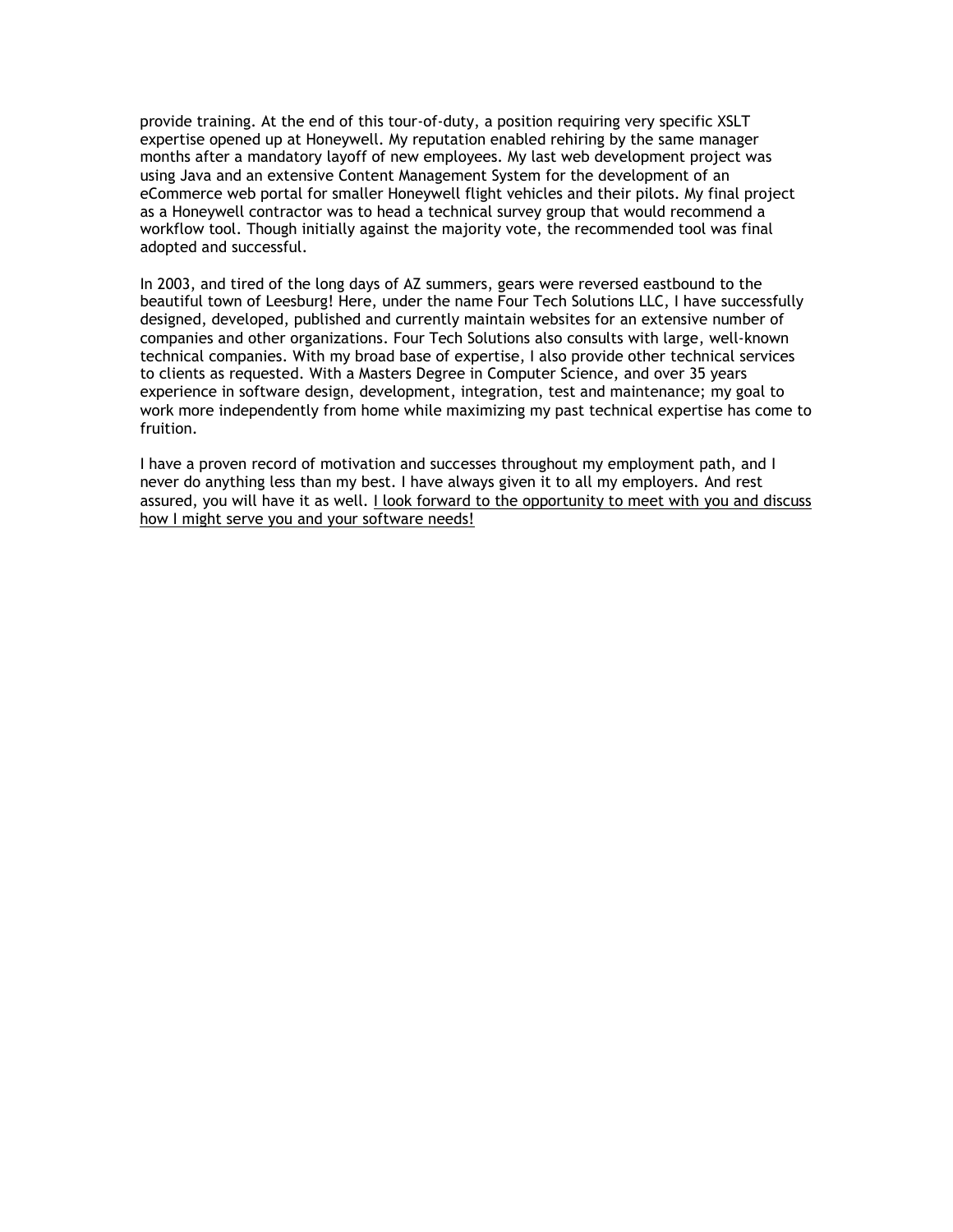provide training. At the end of this tour-of-duty, a position requiring very specific XSLT expertise opened up at Honeywell. My reputation enabled rehiring by the same manager months after a mandatory layoff of new employees. My last web development project was using Java and an extensive Content Management System for the development of an eCommerce web portal for smaller Honeywell flight vehicles and their pilots. My final project as a Honeywell contractor was to head a technical survey group that would recommend a workflow tool. Though initially against the majority vote, the recommended tool was final adopted and successful.

In 2003, and tired of the long days of AZ summers, gears were reversed eastbound to the beautiful town of Leesburg! Here, under the name Four Tech Solutions LLC, I have successfully designed, developed, published and currently maintain websites for an extensive number of companies and other organizations. Four Tech Solutions also consults with large, well-known technical companies. With my broad base of expertise, I also provide other technical services to clients as requested. With a Masters Degree in Computer Science, and over 35 years experience in software design, development, integration, test and maintenance; my goal to work more independently from home while maximizing my past technical expertise has come to fruition.

I have a proven record of motivation and successes throughout my employment path, and I never do anything less than my best. I have always given it to all my employers. And rest assured, you will have it as well. <u>I look forward to the opportunity to meet with you and discuss how I might serve you and your software needs!</u>